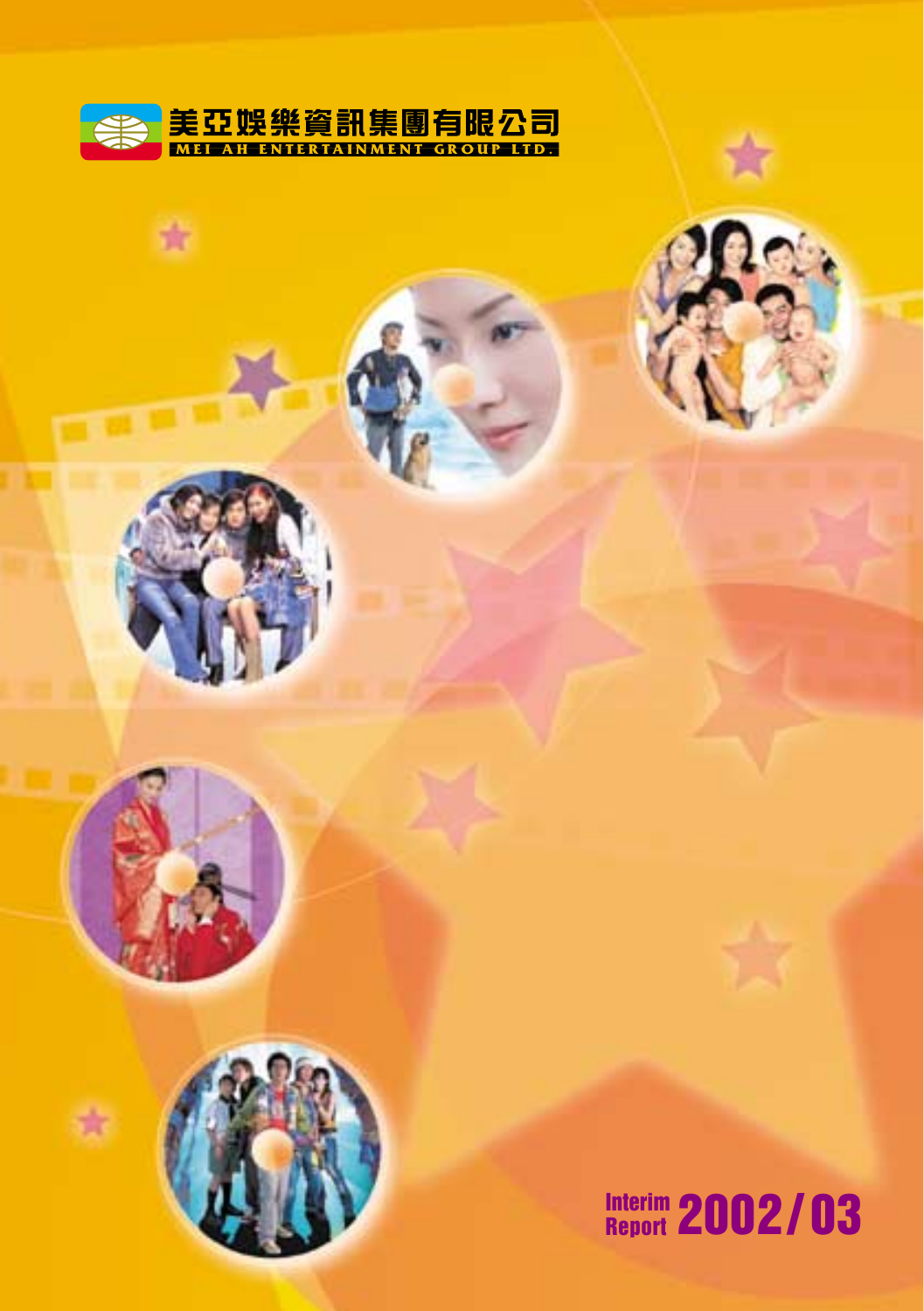美亞娛樂資訊集團有限公司

MEI AH ENTERTAINMENT GROUP LTD.

# Interim Report 2002/03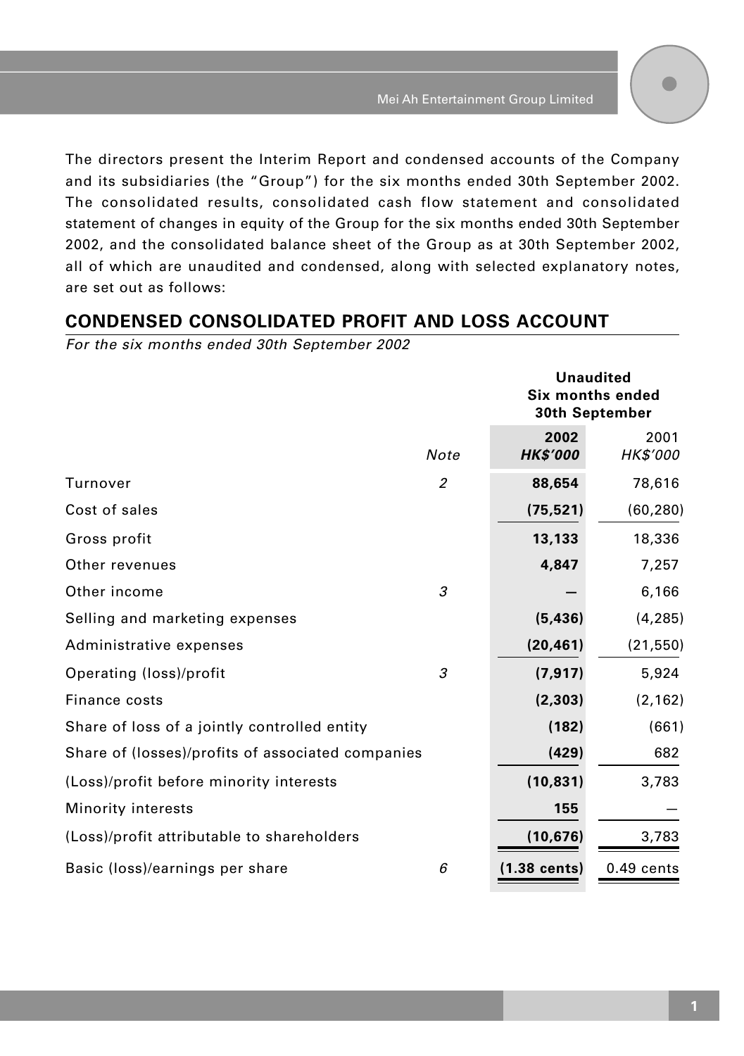The directors present the Interim Report and condensed accounts of the Company and its subsidiaries (the "Group") for the six months ended 30th September 2002. The consolidated results, consolidated cash flow statement and consolidated statement of changes in equity of the Group for the six months ended 30th September 2002, and the consolidated balance sheet of the Group as at 30th September 2002, all of which are unaudited and condensed, along with selected explanatory notes, are set out as follows:

## CONDENSED CONSOLIDATED PROFIT AND LOSS ACCOUNT

*For the six months ended 30th September 2002*

| | | Unaudited Six months ended 30th September | |
|---|---|---|---|
| | *Note* | **2002** ***HK$'000*** | 2001 *HK$'000* |
| Turnover | *2* | **88,654** | 78,616 |
| Cost of sales | | **(75,521)** | (60,280) |
| Gross profit | | **13,133** | 18,336 |
| Other revenues | | **4,847** | 7,257 |
| Other income | *3* | **—** | 6,166 |
| Selling and marketing expenses | | **(5,436)** | (4,285) |
| Administrative expenses | | **(20,461)** | (21,550) |
| Operating (loss)/profit | *3* | **(7,917)** | 5,924 |
| Finance costs | | **(2,303)** | (2,162) |
| Share of loss of a jointly controlled entity | | **(182)** | (661) |
| Share of (losses)/profits of associated companies | | **(429)** | 682 |
| (Loss)/profit before minority interests | | **(10,831)** | 3,783 |
| Minority interests | | **155** | — |
| (Loss)/profit attributable to shareholders | | **(10,676)** | 3,783 |
| Basic (loss)/earnings per share | *6* | **(1.38 cents)** | 0.49 cents |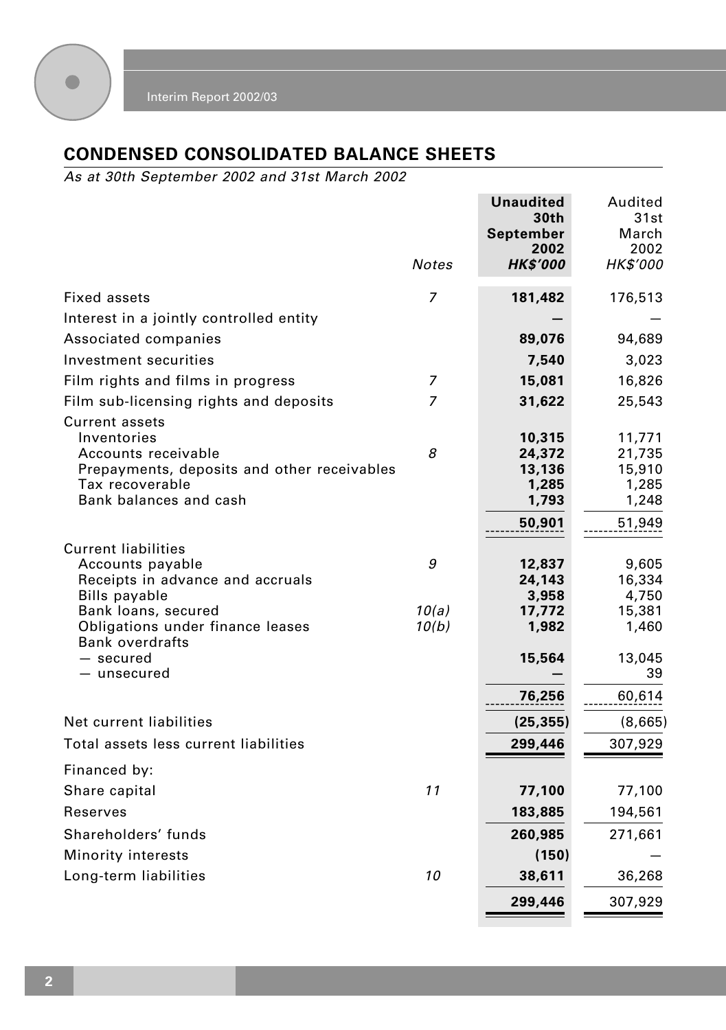## CONDENSED CONSOLIDATED BALANCE SHEETS

*As at 30th September 2002 and 31st March 2002*

| | Notes | Unaudited 30th September 2002 HK$'000 | Audited 31st March 2002 HK$'000 |
|---|---|---|---|
| Fixed assets | 7 | **181,482** | 176,513 |
| Interest in a jointly controlled entity | | **—** | — |
| Associated companies | | **89,076** | 94,689 |
| Investment securities | | **7,540** | 3,023 |
| Film rights and films in progress | 7 | **15,081** | 16,826 |
| Film sub-licensing rights and deposits | 7 | **31,622** | 25,543 |
| Current assets | | | |
| Inventories | | **10,315** | 11,771 |
| Accounts receivable | 8 | **24,372** | 21,735 |
| Prepayments, deposits and other receivables | | **13,136** | 15,910 |
| Tax recoverable | | **1,285** | 1,285 |
| Bank balances and cash | | **1,793** | 1,248 |
| | | **50,901** | 51,949 |
| Current liabilities | | | |
| Accounts payable | 9 | **12,837** | 9,605 |
| Receipts in advance and accruals | | **24,143** | 16,334 |
| Bills payable | | **3,958** | 4,750 |
| Bank loans, secured | 10(a) | **17,772** | 15,381 |
| Obligations under finance leases | 10(b) | **1,982** | 1,460 |
| Bank overdrafts | | | |
| — secured | | **15,564** | 13,045 |
| — unsecured | | **—** | 39 |
| | | **76,256** | 60,614 |
| Net current liabilities | | **(25,355)** | (8,665) |
| Total assets less current liabilities | | **299,446** | 307,929 |
| Financed by: | | | |
| Share capital | 11 | **77,100** | 77,100 |
| Reserves | | **183,885** | 194,561 |
| Shareholders' funds | | **260,985** | 271,661 |
| Minority interests | | **(150)** | — |
| Long-term liabilities | 10 | **38,611** | 36,268 |
| | | **299,446** | 307,929 |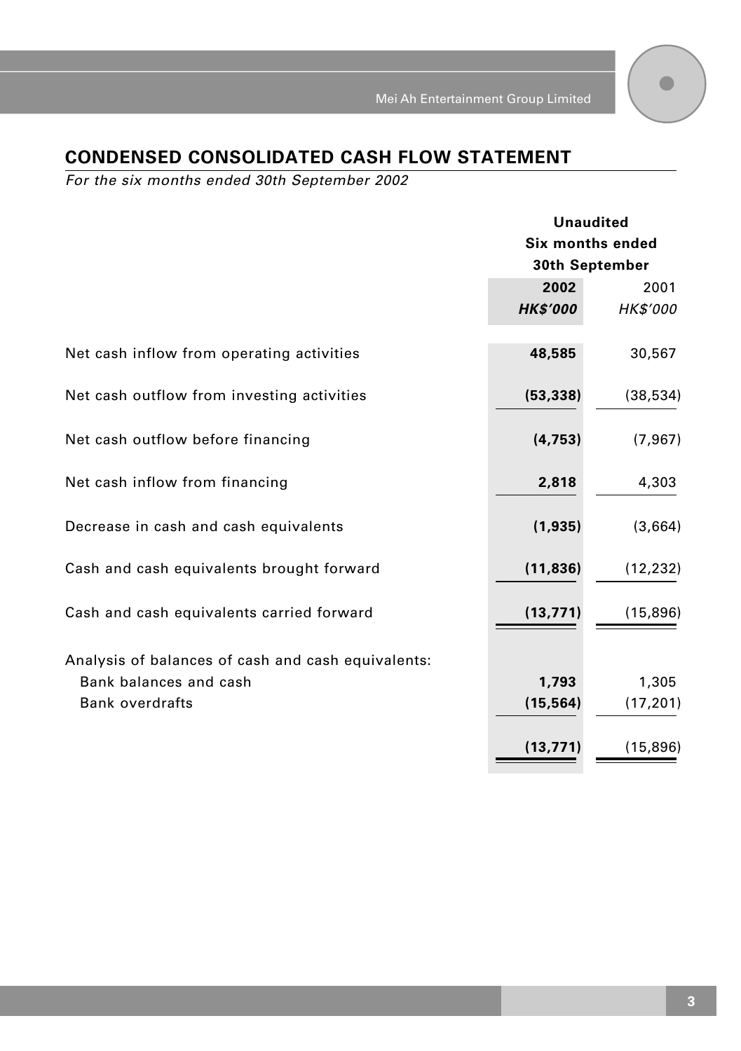## CONDENSED CONSOLIDATED CASH FLOW STATEMENT

*For the six months ended 30th September 2002*

| | Unaudited Six months ended 30th September | |
|---|---|---|
| | **2002** | 2001 |
| | ***HK$'000*** | *HK$'000* |
| Net cash inflow from operating activities | **48,585** | 30,567 |
| Net cash outflow from investing activities | **(53,338)** | (38,534) |
| Net cash outflow before financing | **(4,753)** | (7,967) |
| Net cash inflow from financing | **2,818** | 4,303 |
| Decrease in cash and cash equivalents | **(1,935)** | (3,664) |
| Cash and cash equivalents brought forward | **(11,836)** | (12,232) |
| Cash and cash equivalents carried forward | **(13,771)** | (15,896) |
| Analysis of balances of cash and cash equivalents: | | |
| Bank balances and cash | **1,793** | 1,305 |
| Bank overdrafts | **(15,564)** | (17,201) |
| | **(13,771)** | (15,896) |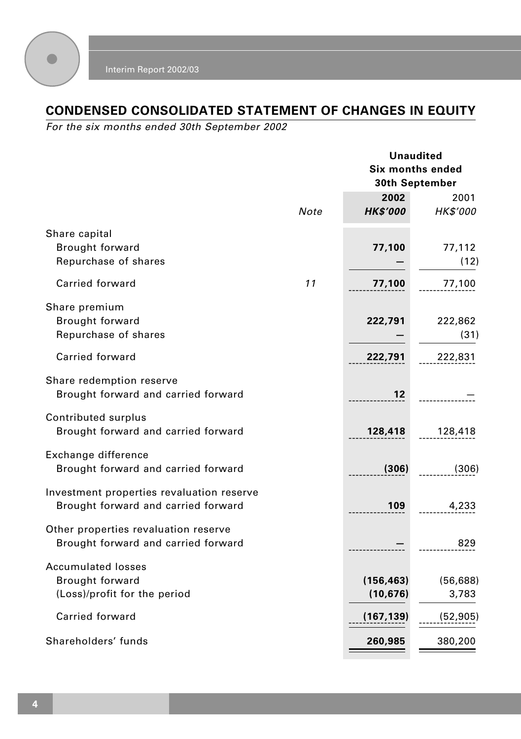## CONDENSED CONSOLIDATED STATEMENT OF CHANGES IN EQUITY

*For the six months ended 30th September 2002*

| | Note | Unaudited Six months ended 30th September 2002 HK$'000 | 2001 HK$'000 |
|---|---|---|---|
| Share capital | | | |
| Brought forward | | **77,100** | 77,112 |
| Repurchase of shares | | **—** | (12) |
| Carried forward | 11 | **77,100** | 77,100 |
| Share premium | | | |
| Brought forward | | **222,791** | 222,862 |
| Repurchase of shares | | **—** | (31) |
| Carried forward | | **222,791** | 222,831 |
| Share redemption reserve | | | |
| Brought forward and carried forward | | **12** | — |
| Contributed surplus | | | |
| Brought forward and carried forward | | **128,418** | 128,418 |
| Exchange difference | | | |
| Brought forward and carried forward | | **(306)** | (306) |
| Investment properties revaluation reserve | | | |
| Brought forward and carried forward | | **109** | 4,233 |
| Other properties revaluation reserve | | | |
| Brought forward and carried forward | | **—** | 829 |
| Accumulated losses | | | |
| Brought forward | | **(156,463)** | (56,688) |
| (Loss)/profit for the period | | **(10,676)** | 3,783 |
| Carried forward | | **(167,139)** | (52,905) |
| Shareholders' funds | | **260,985** | 380,200 |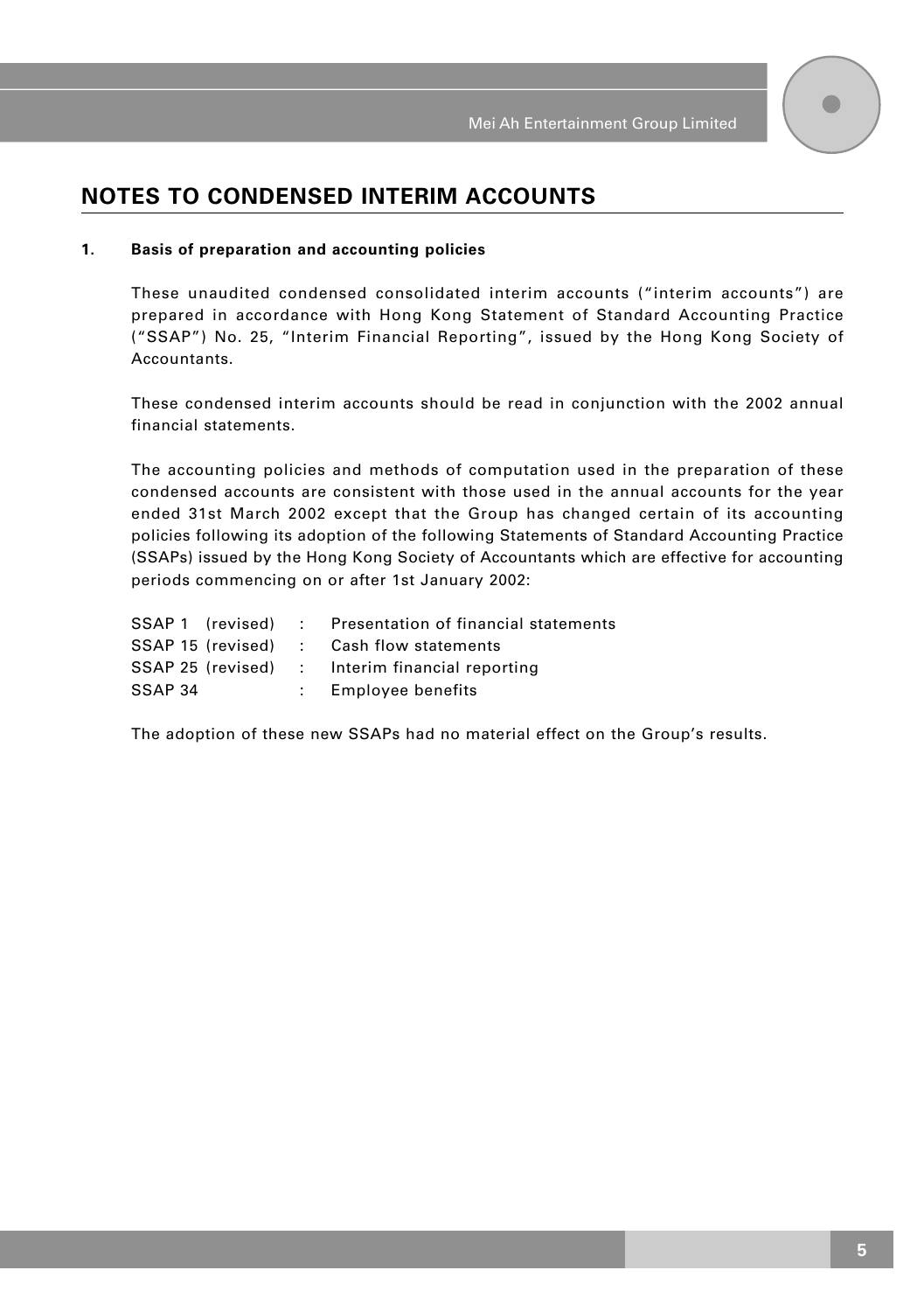# NOTES TO CONDENSED INTERIM ACCOUNTS

**1. Basis of preparation and accounting policies**

These unaudited condensed consolidated interim accounts ("interim accounts") are prepared in accordance with Hong Kong Statement of Standard Accounting Practice ("SSAP") No. 25, "Interim Financial Reporting", issued by the Hong Kong Society of Accountants.

These condensed interim accounts should be read in conjunction with the 2002 annual financial statements.

The accounting policies and methods of computation used in the preparation of these condensed accounts are consistent with those used in the annual accounts for the year ended 31st March 2002 except that the Group has changed certain of its accounting policies following its adoption of the following Statements of Standard Accounting Practice (SSAPs) issued by the Hong Kong Society of Accountants which are effective for accounting periods commencing on or after 1st January 2002:

| | | |
|---|---|---|
| SSAP 1 (revised) | : | Presentation of financial statements |
| SSAP 15 (revised) | : | Cash flow statements |
| SSAP 25 (revised) | : | Interim financial reporting |
| SSAP 34 | : | Employee benefits |

The adoption of these new SSAPs had no material effect on the Group's results.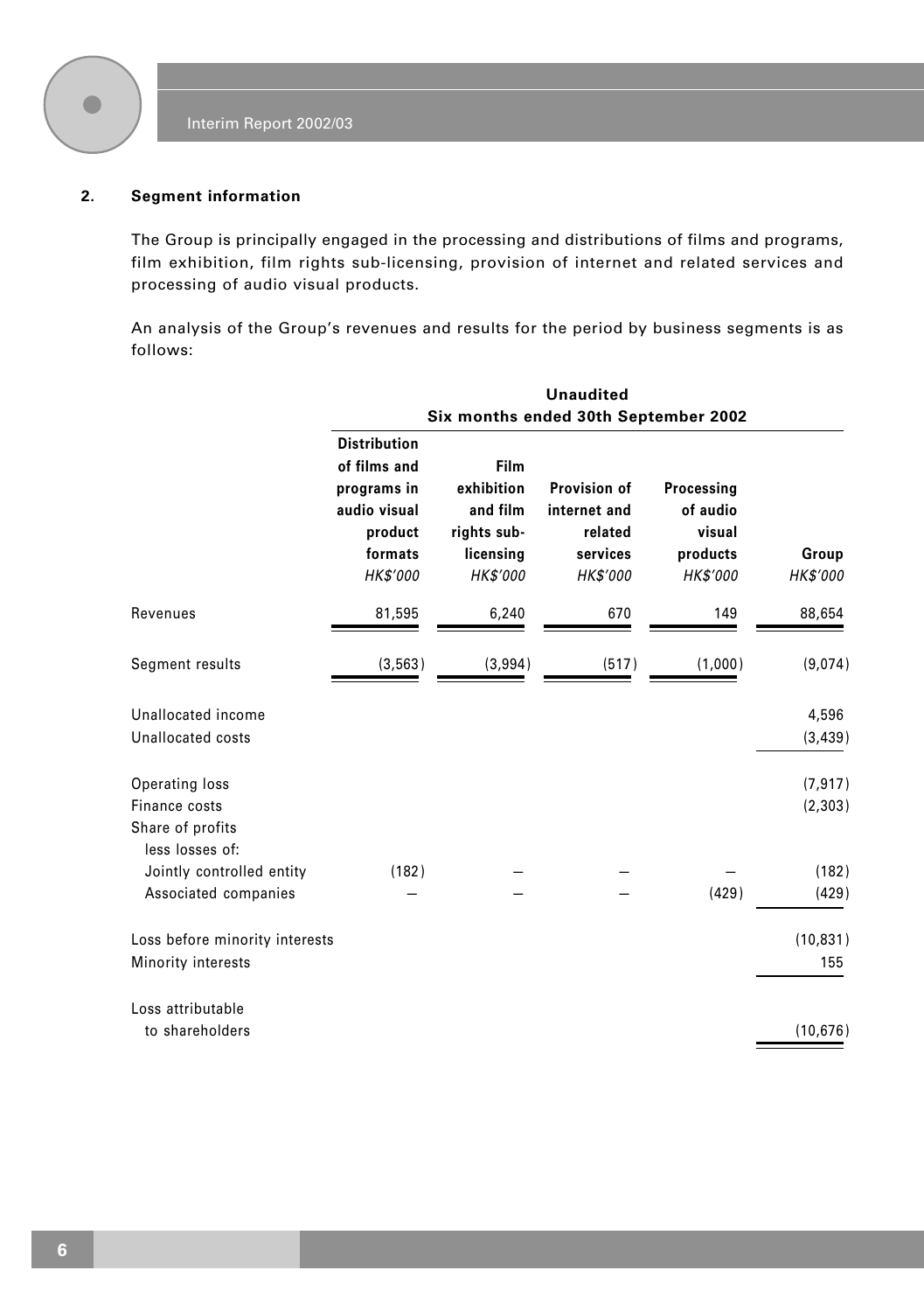## 2. Segment information

The Group is principally engaged in the processing and distributions of films and programs, film exhibition, film rights sub-licensing, provision of internet and related services and processing of audio visual products.

An analysis of the Group's revenues and results for the period by business segments is as follows:

| | **Unaudited** | | | | |
|---|---|---|---|---|---|
| | **Six months ended 30th September 2002** | | | | |
| | **Distribution of films and programs in audio visual product formats** *HK$'000* | **Film exhibition and film rights sub-licensing** *HK$'000* | **Provision of internet and related services** *HK$'000* | **Processing of audio visual products** *HK$'000* | **Group** *HK$'000* |
| Revenues | 81,595 | 6,240 | 670 | 149 | 88,654 |
| Segment results | (3,563) | (3,994) | (517) | (1,000) | (9,074) |
| Unallocated income | | | | | 4,596 |
| Unallocated costs | | | | | (3,439) |
| Operating loss | | | | | (7,917) |
| Finance costs | | | | | (2,303) |
| Share of profits less losses of: | | | | | |
| Jointly controlled entity | (182) | – | – | – | (182) |
| Associated companies | – | – | – | (429) | (429) |
| Loss before minority interests | | | | | (10,831) |
| Minority interests | | | | | 155 |
| Loss attributable to shareholders | | | | | (10,676) |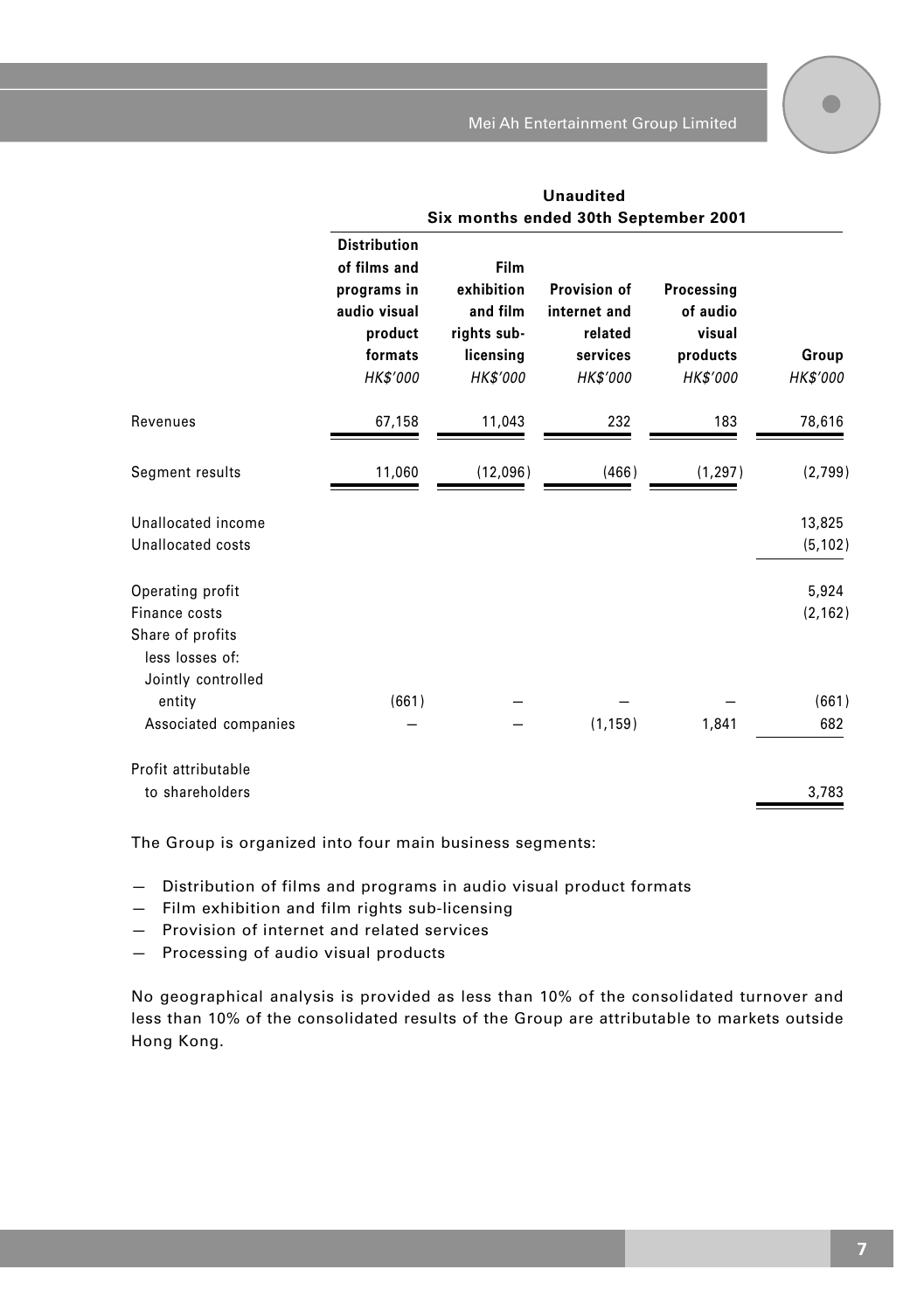| | Unaudited | | | | |
|---|---|---|---|---|---|
| | Six months ended 30th September 2001 | | | | |
| | **Distribution of films and programs in audio visual product formats** | **Film exhibition and film rights sub-licensing** | **Provision of internet and related services** | **Processing of audio visual products** | **Group** |
| | *HK$'000* | *HK$'000* | *HK$'000* | *HK$'000* | *HK$'000* |
| Revenues | 67,158 | 11,043 | 232 | 183 | 78,616 |
| Segment results | 11,060 | (12,096) | (466) | (1,297) | (2,799) |
| Unallocated income | | | | | 13,825 |
| Unallocated costs | | | | | (5,102) |
| Operating profit | | | | | 5,924 |
| Finance costs | | | | | (2,162) |
| Share of profits less losses of: | | | | | |
| Jointly controlled entity | (661) | — | — | — | (661) |
| Associated companies | — | — | (1,159) | 1,841 | 682 |
| Profit attributable to shareholders | | | | | 3,783 |

The Group is organized into four main business segments:

- Distribution of films and programs in audio visual product formats
- Film exhibition and film rights sub-licensing
- Provision of internet and related services
- Processing of audio visual products

No geographical analysis is provided as less than 10% of the consolidated turnover and less than 10% of the consolidated results of the Group are attributable to markets outside Hong Kong.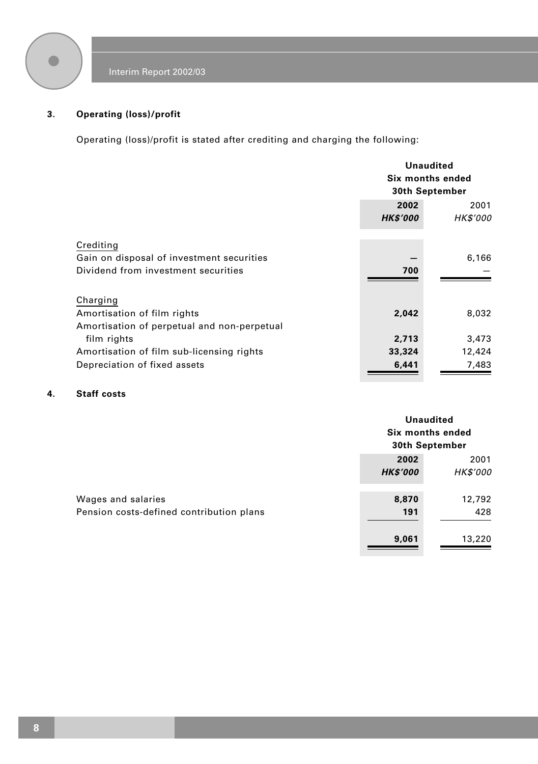### 3. Operating (loss)/profit

Operating (loss)/profit is stated after crediting and charging the following:

| | Unaudited Six months ended 30th September | |
|---|---|---|
| | **2002** | 2001 |
| | ***HK$'000*** | *HK$'000* |
| Crediting | | |
| Gain on disposal of investment securities | **—** | 6,166 |
| Dividend from investment securities | **700** | — |
| Charging | | |
| Amortisation of film rights | **2,042** | 8,032 |
| Amortisation of perpetual and non-perpetual film rights | **2,713** | 3,473 |
| Amortisation of film sub-licensing rights | **33,324** | 12,424 |
| Depreciation of fixed assets | **6,441** | 7,483 |

### 4. Staff costs

| | Unaudited Six months ended 30th September | |
|---|---|---|
| | **2002** | 2001 |
| | ***HK$'000*** | *HK$'000* |
| Wages and salaries | **8,870** | 12,792 |
| Pension costs-defined contribution plans | **191** | 428 |
| | **9,061** | 13,220 |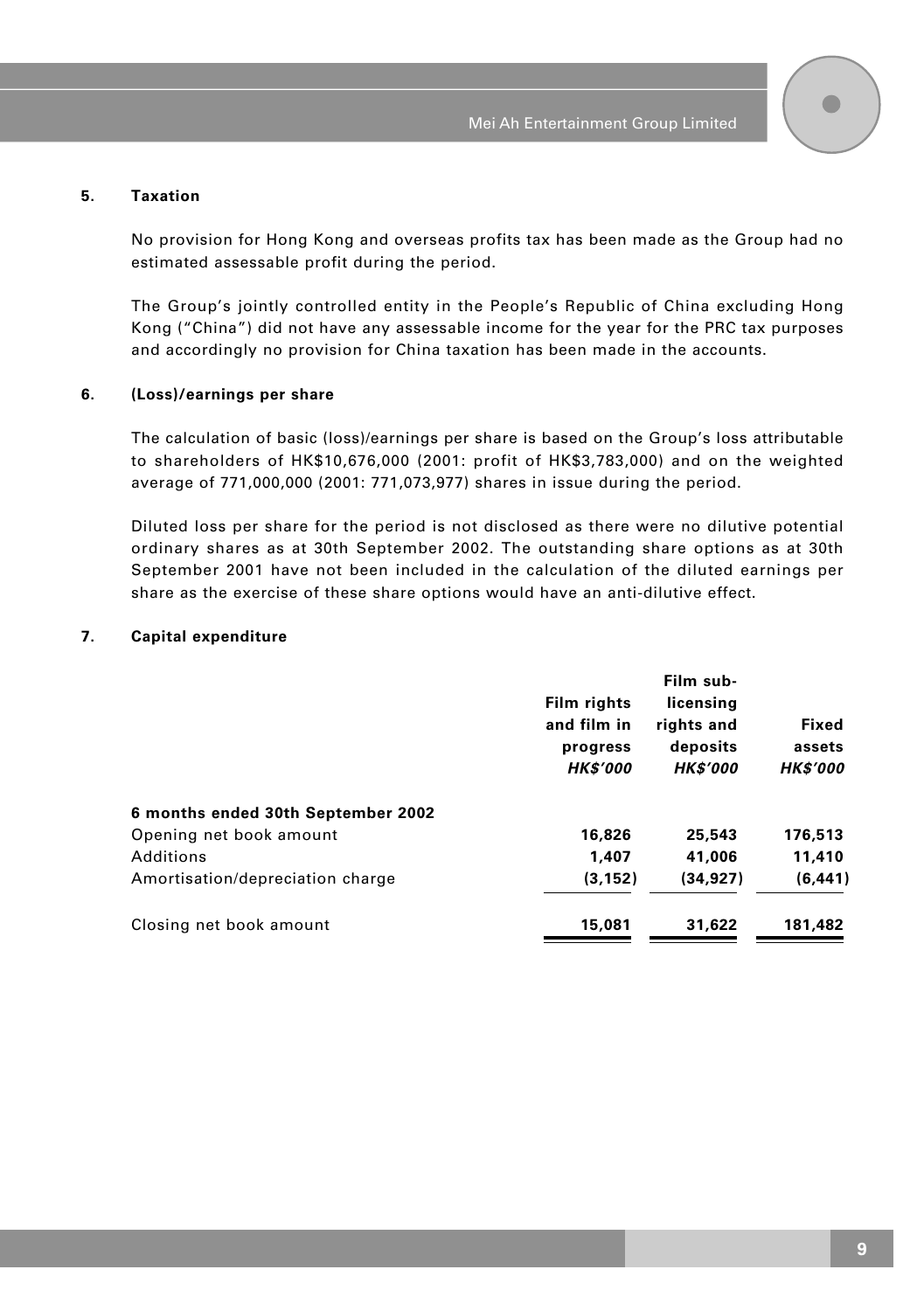### 5. Taxation

No provision for Hong Kong and overseas profits tax has been made as the Group had no estimated assessable profit during the period.

The Group's jointly controlled entity in the People's Republic of China excluding Hong Kong ("China") did not have any assessable income for the year for the PRC tax purposes and accordingly no provision for China taxation has been made in the accounts.

### 6. (Loss)/earnings per share

The calculation of basic (loss)/earnings per share is based on the Group's loss attributable to shareholders of HK$10,676,000 (2001: profit of HK$3,783,000) and on the weighted average of 771,000,000 (2001: 771,073,977) shares in issue during the period.

Diluted loss per share for the period is not disclosed as there were no dilutive potential ordinary shares as at 30th September 2002. The outstanding share options as at 30th September 2001 have not been included in the calculation of the diluted earnings per share as the exercise of these share options would have an anti-dilutive effect.

### 7. Capital expenditure

| | Film rights and film in progress *HK$'000* | Film sub-licensing rights and deposits *HK$'000* | Fixed assets *HK$'000* |
|---|---|---|---|
| **6 months ended 30th September 2002** | | | |
| Opening net book amount | 16,826 | 25,543 | 176,513 |
| Additions | 1,407 | 41,006 | 11,410 |
| Amortisation/depreciation charge | (3,152) | (34,927) | (6,441) |
| Closing net book amount | 15,081 | 31,622 | 181,482 |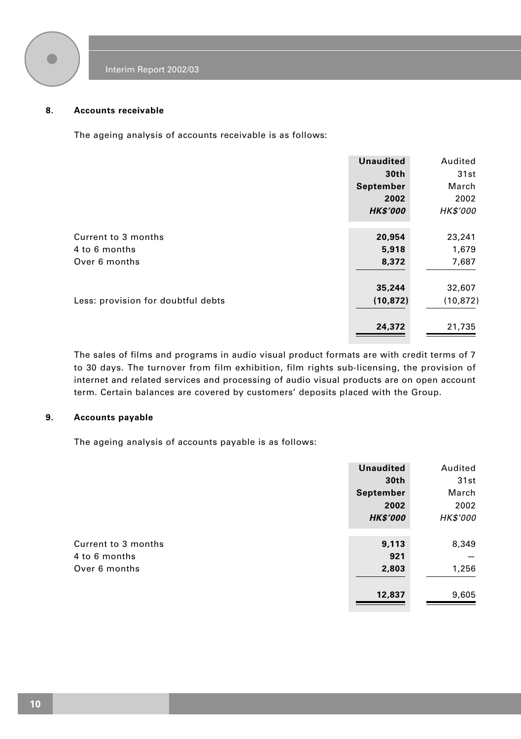## 8. Accounts receivable

The ageing analysis of accounts receivable is as follows:

| | **Unaudited 30th September 2002** | Audited 31st March 2002 |
|---|---|---|
| | ***HK$'000*** | *HK$'000* |
| Current to 3 months | **20,954** | 23,241 |
| 4 to 6 months | **5,918** | 1,679 |
| Over 6 months | **8,372** | 7,687 |
| | **35,244** | 32,607 |
| Less: provision for doubtful debts | **(10,872)** | (10,872) |
| | **24,372** | 21,735 |

The sales of films and programs in audio visual product formats are with credit terms of 7 to 30 days. The turnover from film exhibition, film rights sub-licensing, the provision of internet and related services and processing of audio visual products are on open account term. Certain balances are covered by customers' deposits placed with the Group.

## 9. Accounts payable

The ageing analysis of accounts payable is as follows:

| | **Unaudited 30th September 2002** | Audited 31st March 2002 |
|---|---|---|
| | ***HK$'000*** | *HK$'000* |
| Current to 3 months | **9,113** | 8,349 |
| 4 to 6 months | **921** | — |
| Over 6 months | **2,803** | 1,256 |
| | **12,837** | 9,605 |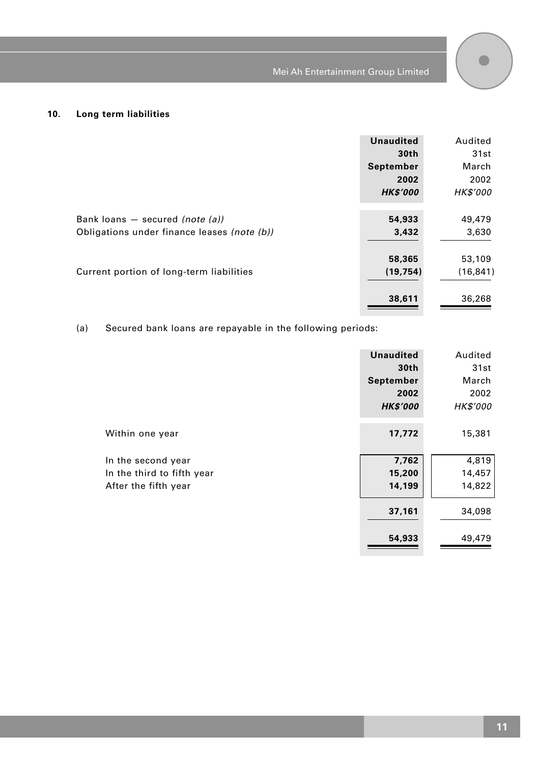## 10. Long term liabilities

| | Unaudited 30th September 2002 HK$'000 | Audited 31st March 2002 HK$'000 |
|---|---|---|
| Bank loans — secured *(note (a))* | **54,933** | 49,479 |
| Obligations under finance leases *(note (b))* | **3,432** | 3,630 |
| | **58,365** | 53,109 |
| Current portion of long-term liabilities | **(19,754)** | (16,841) |
| | **38,611** | 36,268 |

(a) Secured bank loans are repayable in the following periods:

| | Unaudited 30th September 2002 HK$'000 | Audited 31st March 2002 HK$'000 |
|---|---|---|
| Within one year | **17,772** | 15,381 |
| In the second year | **7,762** | 4,819 |
| In the third to fifth year | **15,200** | 14,457 |
| After the fifth year | **14,199** | 14,822 |
| | **37,161** | 34,098 |
| | **54,933** | 49,479 |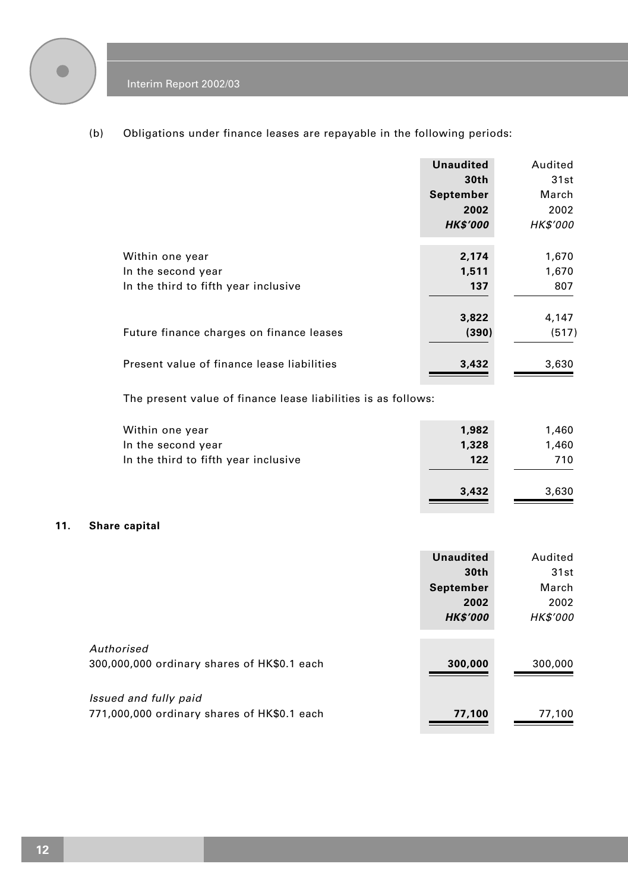(b) Obligations under finance leases are repayable in the following periods:

| | **Unaudited 30th September 2002 *HK$'000*** | Audited 31st March 2002 *HK$'000* |
|---|---|---|
| Within one year | **2,174** | 1,670 |
| In the second year | **1,511** | 1,670 |
| In the third to fifth year inclusive | **137** | 807 |
| | **3,822** | 4,147 |
| Future finance charges on finance leases | **(390)** | (517) |
| Present value of finance lease liabilities | **3,432** | 3,630 |

The present value of finance lease liabilities is as follows:

| | **Unaudited 30th September 2002 *HK$'000*** | Audited 31st March 2002 *HK$'000* |
|---|---|---|
| Within one year | **1,982** | 1,460 |
| In the second year | **1,328** | 1,460 |
| In the third to fifth year inclusive | **122** | 710 |
| | **3,432** | 3,630 |

## 11. Share capital

| | **Unaudited 30th September 2002 *HK$'000*** | Audited 31st March 2002 *HK$'000* |
|---|---|---|
| *Authorised* | | |
| 300,000,000 ordinary shares of HK$0.1 each | **300,000** | 300,000 |
| *Issued and fully paid* | | |
| 771,000,000 ordinary shares of HK$0.1 each | **77,100** | 77,100 |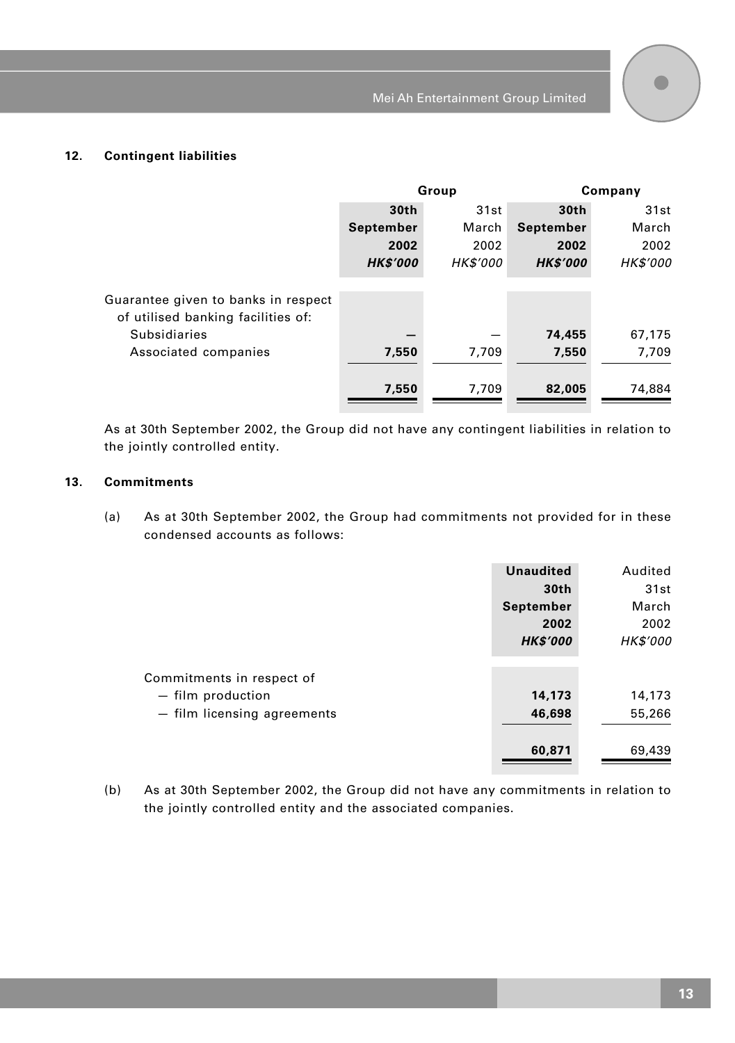## 12. Contingent liabilities

| | Group | | Company | |
|---|---|---|---|---|
| | **30th September 2002** | 31st March 2002 | **30th September 2002** | 31st March 2002 |
| | ***HK$'000*** | *HK$'000* | ***HK$'000*** | *HK$'000* |
| Guarantee given to banks in respect of utilised banking facilities of: | | | | |
| Subsidiaries | **—** | — | **74,455** | 67,175 |
| Associated companies | **7,550** | 7,709 | **7,550** | 7,709 |
| | **7,550** | 7,709 | **82,005** | 74,884 |

As at 30th September 2002, the Group did not have any contingent liabilities in relation to the jointly controlled entity.

## 13. Commitments

(a) As at 30th September 2002, the Group had commitments not provided for in these condensed accounts as follows:

| | **Unaudited 30th September 2002** | Audited 31st March 2002 |
|---|---|---|
| | ***HK$'000*** | *HK$'000* |
| Commitments in respect of | | |
| — film production | **14,173** | 14,173 |
| — film licensing agreements | **46,698** | 55,266 |
| | **60,871** | 69,439 |

(b) As at 30th September 2002, the Group did not have any commitments in relation to the jointly controlled entity and the associated companies.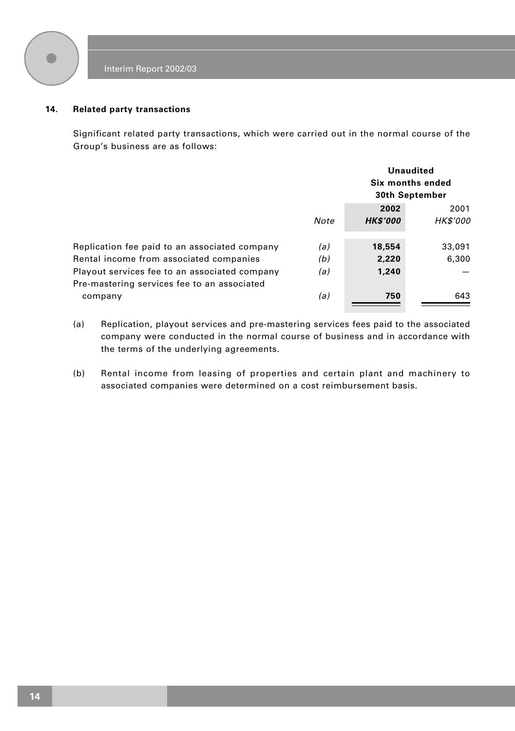## 14. Related party transactions

Significant related party transactions, which were carried out in the normal course of the Group's business are as follows:

| | Note | Unaudited Six months ended 30th September 2002 HK$'000 | 2001 HK$'000 |
|---|---|---|---|
| Replication fee paid to an associated company | *(a)* | **18,554** | 33,091 |
| Rental income from associated companies | *(b)* | **2,220** | 6,300 |
| Playout services fee to an associated company | *(a)* | **1,240** | — |
| Pre-mastering services fee to an associated company | *(a)* | **750** | 643 |

(a) Replication, playout services and pre-mastering services fees paid to the associated company were conducted in the normal course of business and in accordance with the terms of the underlying agreements.

(b) Rental income from leasing of properties and certain plant and machinery to associated companies were determined on a cost reimbursement basis.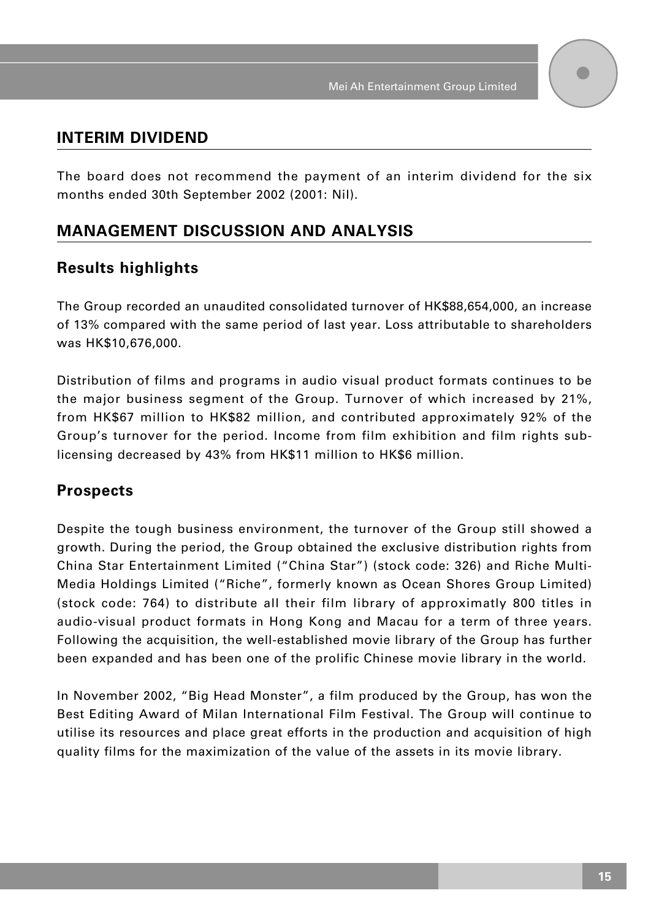## INTERIM DIVIDEND

The board does not recommend the payment of an interim dividend for the six months ended 30th September 2002 (2001: Nil).

## MANAGEMENT DISCUSSION AND ANALYSIS

### Results highlights

The Group recorded an unaudited consolidated turnover of HK$88,654,000, an increase of 13% compared with the same period of last year. Loss attributable to shareholders was HK$10,676,000.

Distribution of films and programs in audio visual product formats continues to be the major business segment of the Group. Turnover of which increased by 21%, from HK$67 million to HK$82 million, and contributed approximately 92% of the Group's turnover for the period. Income from film exhibition and film rights sub-licensing decreased by 43% from HK$11 million to HK$6 million.

### Prospects

Despite the tough business environment, the turnover of the Group still showed a growth. During the period, the Group obtained the exclusive distribution rights from China Star Entertainment Limited ("China Star") (stock code: 326) and Riche Multi-Media Holdings Limited ("Riche", formerly known as Ocean Shores Group Limited) (stock code: 764) to distribute all their film library of approximatly 800 titles in audio-visual product formats in Hong Kong and Macau for a term of three years. Following the acquisition, the well-established movie library of the Group has further been expanded and has been one of the prolific Chinese movie library in the world.

In November 2002, "Big Head Monster", a film produced by the Group, has won the Best Editing Award of Milan International Film Festival. The Group will continue to utilise its resources and place great efforts in the production and acquisition of high quality films for the maximization of the value of the assets in its movie library.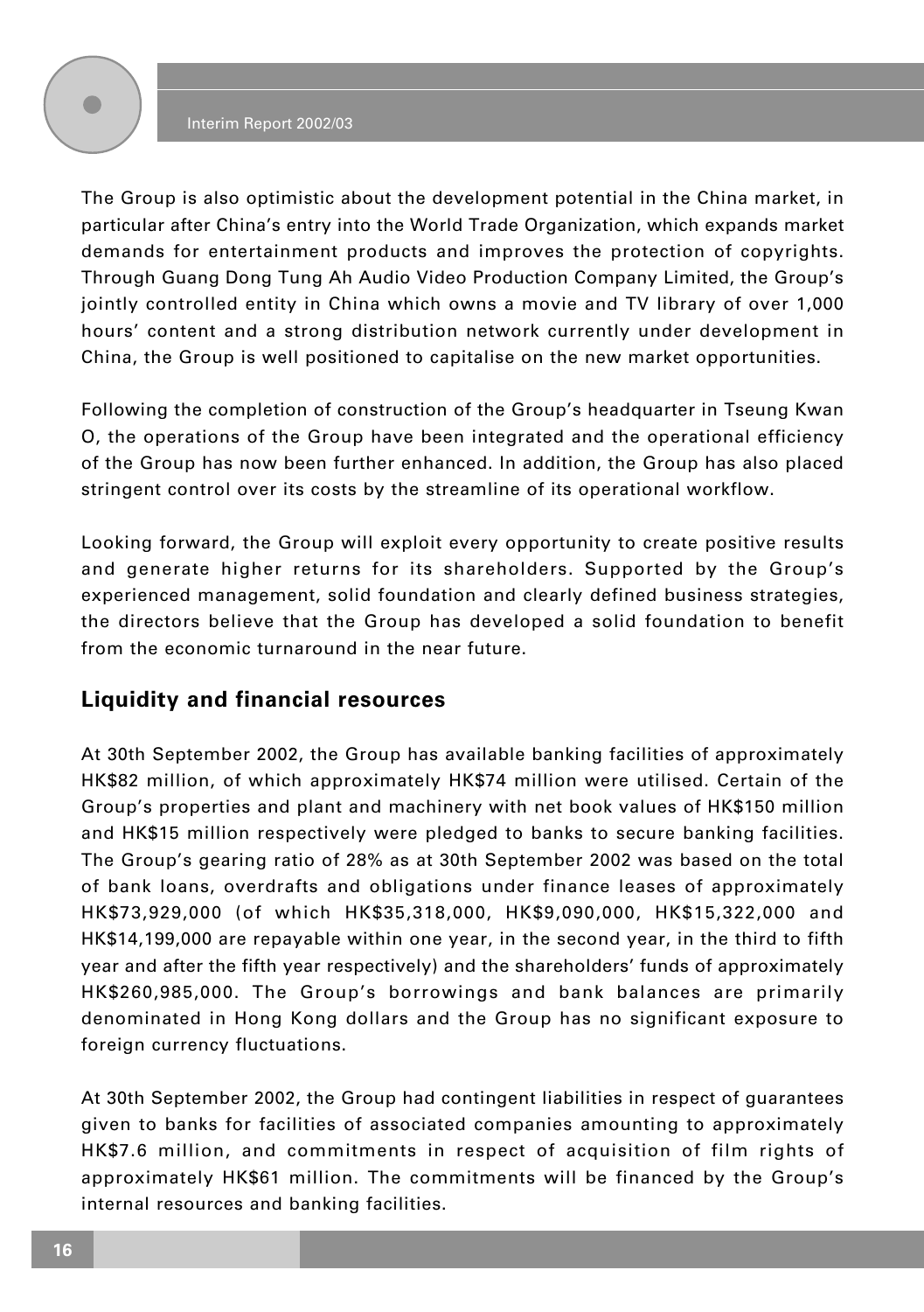The Group is also optimistic about the development potential in the China market, in particular after China's entry into the World Trade Organization, which expands market demands for entertainment products and improves the protection of copyrights. Through Guang Dong Tung Ah Audio Video Production Company Limited, the Group's jointly controlled entity in China which owns a movie and TV library of over 1,000 hours' content and a strong distribution network currently under development in China, the Group is well positioned to capitalise on the new market opportunities.

Following the completion of construction of the Group's headquarter in Tseung Kwan O, the operations of the Group have been integrated and the operational efficiency of the Group has now been further enhanced. In addition, the Group has also placed stringent control over its costs by the streamline of its operational workflow.

Looking forward, the Group will exploit every opportunity to create positive results and generate higher returns for its shareholders. Supported by the Group's experienced management, solid foundation and clearly defined business strategies, the directors believe that the Group has developed a solid foundation to benefit from the economic turnaround in the near future.

## Liquidity and financial resources

At 30th September 2002, the Group has available banking facilities of approximately HK$82 million, of which approximately HK$74 million were utilised. Certain of the Group's properties and plant and machinery with net book values of HK$150 million and HK$15 million respectively were pledged to banks to secure banking facilities. The Group's gearing ratio of 28% as at 30th September 2002 was based on the total of bank loans, overdrafts and obligations under finance leases of approximately HK$73,929,000 (of which HK$35,318,000, HK$9,090,000, HK$15,322,000 and HK$14,199,000 are repayable within one year, in the second year, in the third to fifth year and after the fifth year respectively) and the shareholders' funds of approximately HK$260,985,000. The Group's borrowings and bank balances are primarily denominated in Hong Kong dollars and the Group has no significant exposure to foreign currency fluctuations.

At 30th September 2002, the Group had contingent liabilities in respect of guarantees given to banks for facilities of associated companies amounting to approximately HK$7.6 million, and commitments in respect of acquisition of film rights of approximately HK$61 million. The commitments will be financed by the Group's internal resources and banking facilities.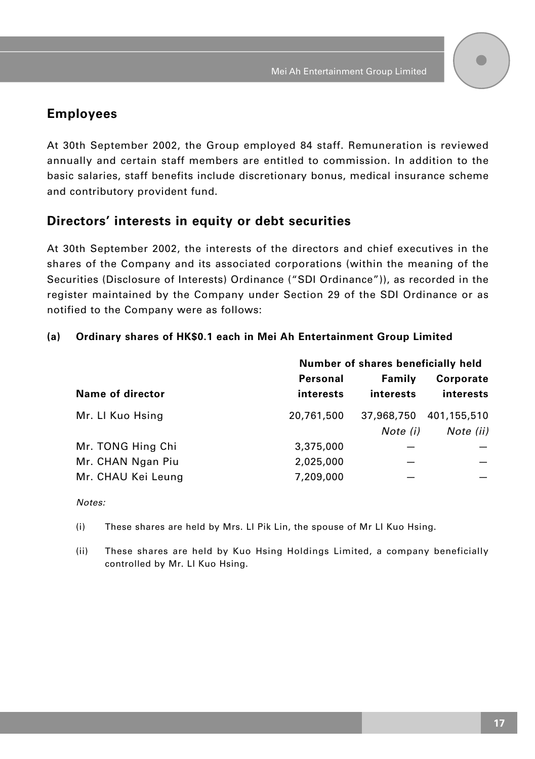## Employees

At 30th September 2002, the Group employed 84 staff. Remuneration is reviewed annually and certain staff members are entitled to commission. In addition to the basic salaries, staff benefits include discretionary bonus, medical insurance scheme and contributory provident fund.

## Directors' interests in equity or debt securities

At 30th September 2002, the interests of the directors and chief executives in the shares of the Company and its associated corporations (within the meaning of the Securities (Disclosure of Interests) Ordinance ("SDI Ordinance")), as recorded in the register maintained by the Company under Section 29 of the SDI Ordinance or as notified to the Company were as follows:

**(a) Ordinary shares of HK$0.1 each in Mei Ah Entertainment Group Limited**

| | Number of shares beneficially held | | |
|---|---|---|---|
| **Name of director** | **Personal interests** | **Family interests** | **Corporate interests** |
| Mr. LI Kuo Hsing | 20,761,500 | 37,968,750 *Note (i)* | 401,155,510 *Note (ii)* |
| Mr. TONG Hing Chi | 3,375,000 | — | — |
| Mr. CHAN Ngan Piu | 2,025,000 | — | — |
| Mr. CHAU Kei Leung | 7,209,000 | — | — |

*Notes:*

(i) These shares are held by Mrs. LI Pik Lin, the spouse of Mr LI Kuo Hsing.

(ii) These shares are held by Kuo Hsing Holdings Limited, a company beneficially controlled by Mr. LI Kuo Hsing.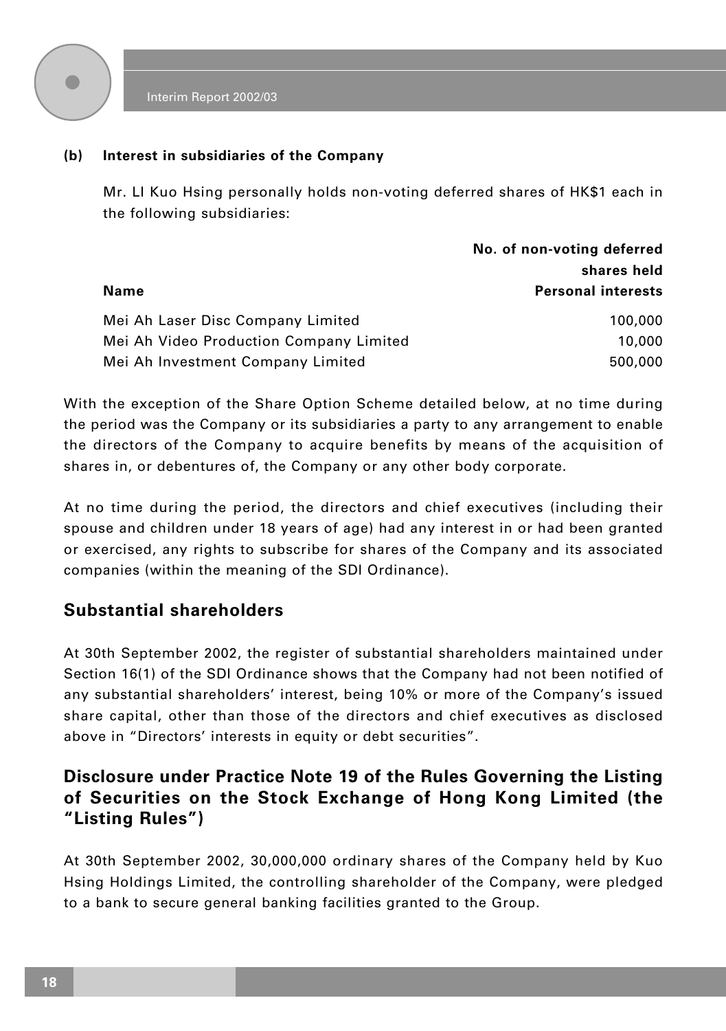**(b) Interest in subsidiaries of the Company**

Mr. LI Kuo Hsing personally holds non-voting deferred shares of HK$1 each in the following subsidiaries:

| Name | No. of non-voting deferred shares held<br>Personal interests |
|---|---|
| Mei Ah Laser Disc Company Limited | 100,000 |
| Mei Ah Video Production Company Limited | 10,000 |
| Mei Ah Investment Company Limited | 500,000 |

With the exception of the Share Option Scheme detailed below, at no time during the period was the Company or its subsidiaries a party to any arrangement to enable the directors of the Company to acquire benefits by means of the acquisition of shares in, or debentures of, the Company or any other body corporate.

At no time during the period, the directors and chief executives (including their spouse and children under 18 years of age) had any interest in or had been granted or exercised, any rights to subscribe for shares of the Company and its associated companies (within the meaning of the SDI Ordinance).

## Substantial shareholders

At 30th September 2002, the register of substantial shareholders maintained under Section 16(1) of the SDI Ordinance shows that the Company had not been notified of any substantial shareholders' interest, being 10% or more of the Company's issued share capital, other than those of the directors and chief executives as disclosed above in "Directors' interests in equity or debt securities".

## Disclosure under Practice Note 19 of the Rules Governing the Listing of Securities on the Stock Exchange of Hong Kong Limited (the "Listing Rules")

At 30th September 2002, 30,000,000 ordinary shares of the Company held by Kuo Hsing Holdings Limited, the controlling shareholder of the Company, were pledged to a bank to secure general banking facilities granted to the Group.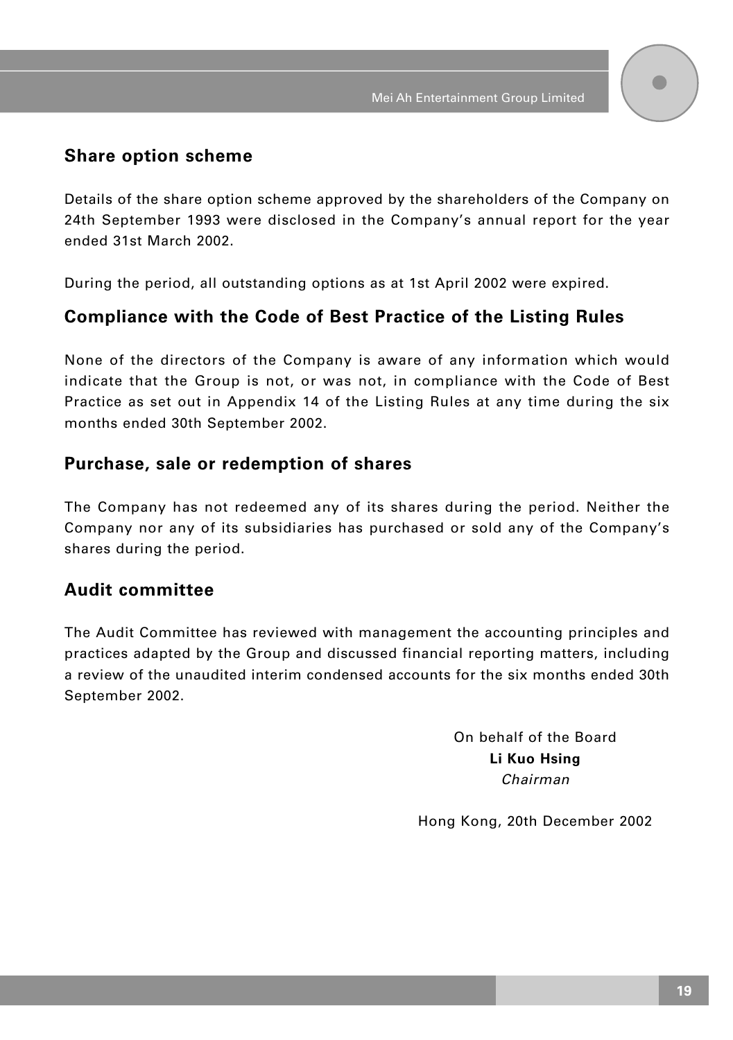## Share option scheme

Details of the share option scheme approved by the shareholders of the Company on 24th September 1993 were disclosed in the Company's annual report for the year ended 31st March 2002.

During the period, all outstanding options as at 1st April 2002 were expired.

## Compliance with the Code of Best Practice of the Listing Rules

None of the directors of the Company is aware of any information which would indicate that the Group is not, or was not, in compliance with the Code of Best Practice as set out in Appendix 14 of the Listing Rules at any time during the six months ended 30th September 2002.

## Purchase, sale or redemption of shares

The Company has not redeemed any of its shares during the period. Neither the Company nor any of its subsidiaries has purchased or sold any of the Company's shares during the period.

## Audit committee

The Audit Committee has reviewed with management the accounting principles and practices adapted by the Group and discussed financial reporting matters, including a review of the unaudited interim condensed accounts for the six months ended 30th September 2002.

On behalf of the Board
**Li Kuo Hsing**
*Chairman*

Hong Kong, 20th December 2002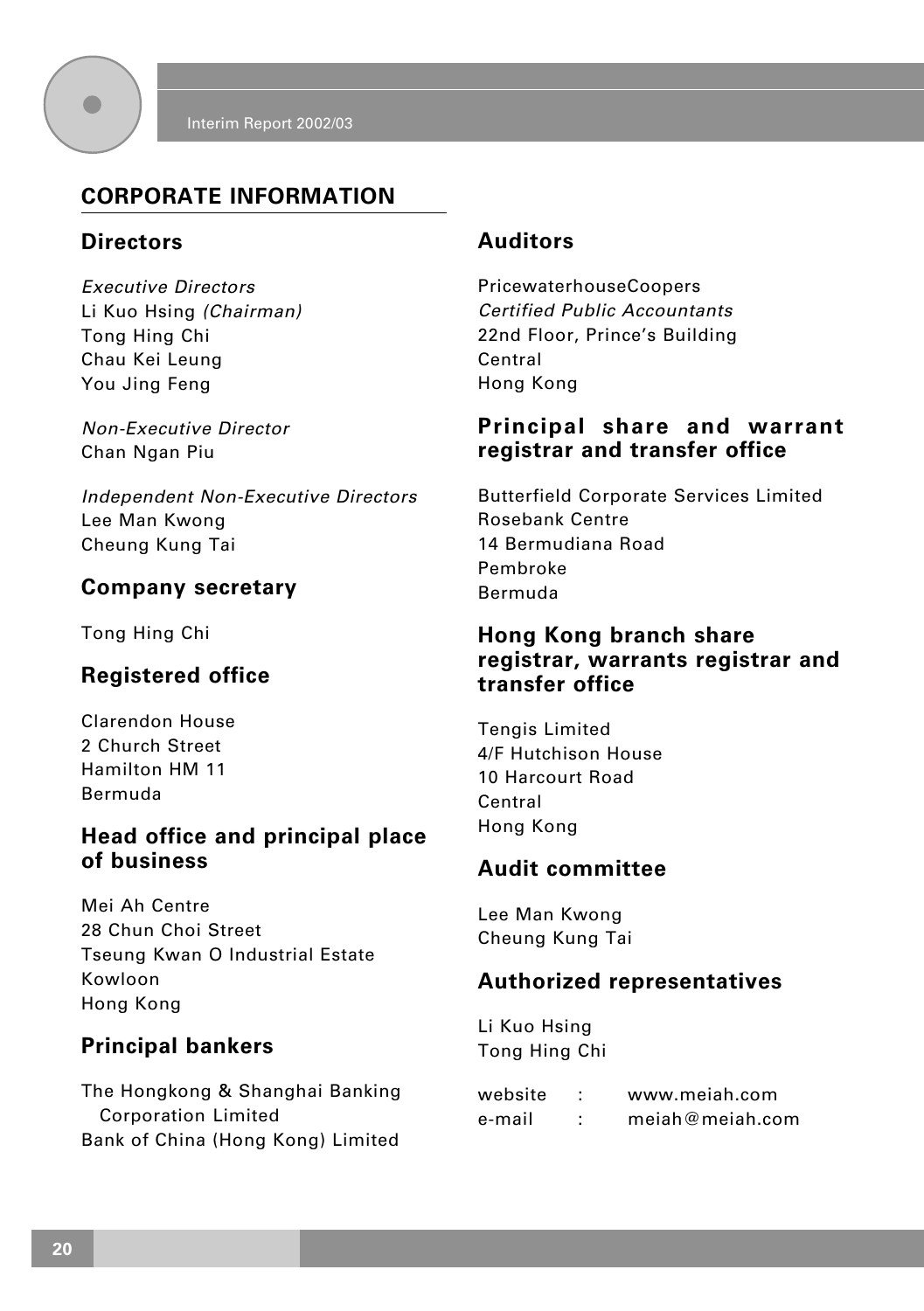# CORPORATE INFORMATION

## Directors

*Executive Directors*
Li Kuo Hsing *(Chairman)*
Tong Hing Chi
Chau Kei Leung
You Jing Feng

*Non-Executive Director*
Chan Ngan Piu

*Independent Non-Executive Directors*
Lee Man Kwong
Cheung Kung Tai

## Company secretary

Tong Hing Chi

## Registered office

Clarendon House
2 Church Street
Hamilton HM 11
Bermuda

## Head office and principal place of business

Mei Ah Centre
28 Chun Choi Street
Tseung Kwan O Industrial Estate
Kowloon
Hong Kong

## Principal bankers

The Hongkong & Shanghai Banking Corporation Limited
Bank of China (Hong Kong) Limited

## Auditors

PricewaterhouseCoopers
*Certified Public Accountants*
22nd Floor, Prince's Building
Central
Hong Kong

## Principal share and warrant registrar and transfer office

Butterfield Corporate Services Limited
Rosebank Centre
14 Bermudiana Road
Pembroke
Bermuda

## Hong Kong branch share registrar, warrants registrar and transfer office

Tengis Limited
4/F Hutchison House
10 Harcourt Road
Central
Hong Kong

## Audit committee

Lee Man Kwong
Cheung Kung Tai

## Authorized representatives

Li Kuo Hsing
Tong Hing Chi

website : www.meiah.com
e-mail : meiah@meiah.com